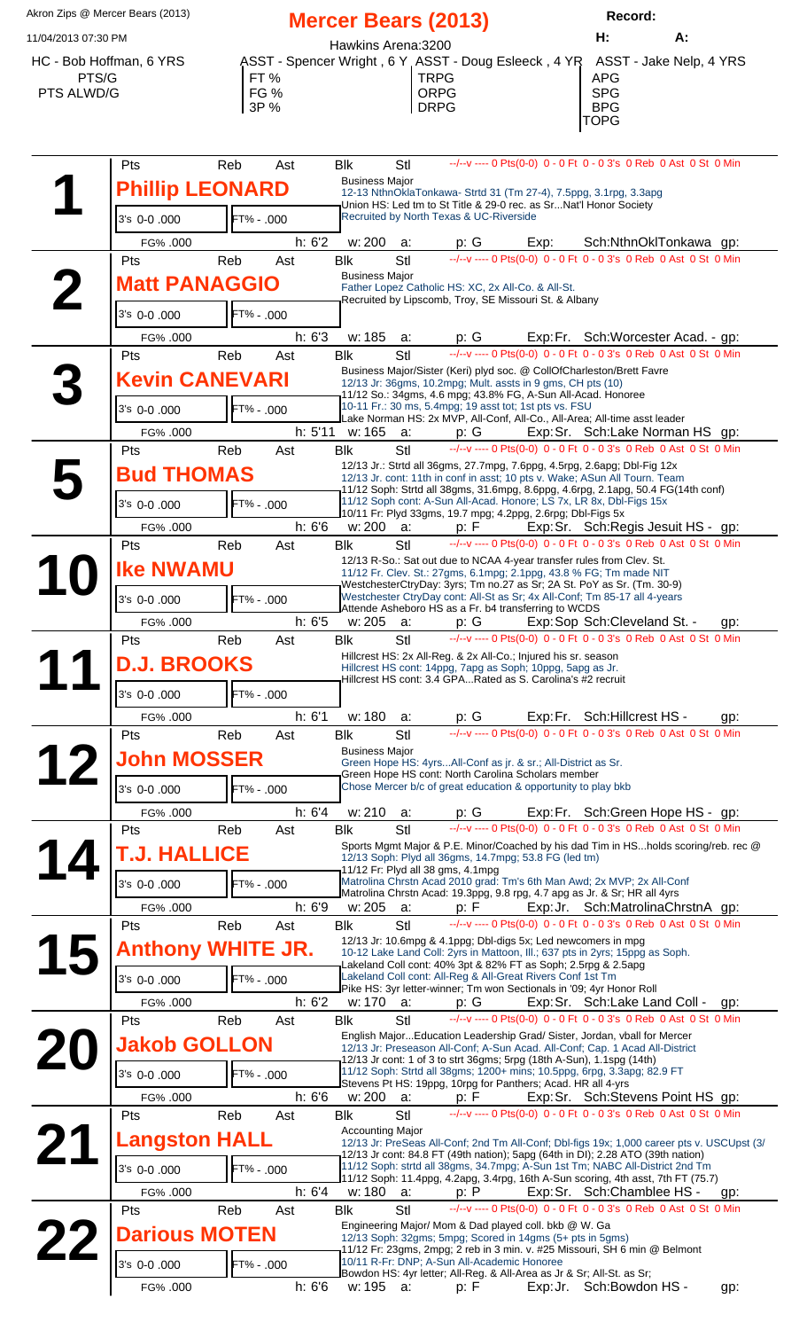Akron Zips @ Mercer Bears (2013)

11/04/2013 07:30 PM

# Mercer Bears (2013)

Hawkins Arena:3200

Record:

H: A:

HC - Bob Hoffman, 6 YRS | ASST - Spencer Wright , 6 Y | ASST - Doug Esleeck , 4 YR | ASST - Jake Nelp, 4 YRS

| PTS/G | FT % | TRPG | APG |
|---|---|---|---|
| PTS ALWD/G | FG % | ORPG | SPG |
| | 3P % | DRPG | BPG |
| | | | TOPG |

## 1 Phillip LEONARD

Pts Reb Ast Blk Stl --/--v ---- 0 Pts(0-0) 0 - 0 Ft 0 - 0 3's 0 Reb 0 Ast 0 St 0 Min

3's 0-0 .000 | FT% - .000 | FG% .000

h: 6'2 w: 200 a: p: G Exp: Sch:NthnOklTonkawa gp:

Business Major
12-13 NthnOklaTonkawa- Strtd 31 (Tm 27-4), 7.5ppg, 3.1rpg, 3.3apg
Union HS: Led tm to St Title & 29-0 rec. as Sr...Nat'l Honor Society
Recruited by North Texas & UC-Riverside

## 2 Matt PANAGGIO

Pts Reb Ast Blk Stl --/--v ---- 0 Pts(0-0) 0 - 0 Ft 0 - 0 3's 0 Reb 0 Ast 0 St 0 Min

3's 0-0 .000 | FT% - .000 | FG% .000

h: 6'3 w: 185 a: p: G Exp:Fr. Sch:Worcester Acad. - gp:

Business Major
Father Lopez Catholic HS: XC, 2x All-Co. & All-St.
Recruited by Lipscomb, Troy, SE Missouri St. & Albany

## 3 Kevin CANEVARI

Pts Reb Ast Blk Stl --/--v ---- 0 Pts(0-0) 0 - 0 Ft 0 - 0 3's 0 Reb 0 Ast 0 St 0 Min

3's 0-0 .000 | FT% - .000 | FG% .000

h: 5'11 w: 165 a: p: G Exp:Sr. Sch:Lake Norman HS gp:

Business Major/Sister (Keri) plyd soc. @ CollOfCharleston/Brett Favre
12/13 Jr: 36gms, 10.2mpg; Mult. assts in 9 gms, CH pts (10)
11/12 So.: 34gms, 4.6 mpg; 43.8% FG, A-Sun All-Acad. Honoree
10-11 Fr.: 30 ms, 5.4mpg; 19 asst tot; 1st pts vs. FSU
Lake Norman HS: 2x MVP, All-Conf, All-Co., All-Area; All-time asst leader

## 5 Bud THOMAS

Pts Reb Ast Blk Stl --/--v ---- 0 Pts(0-0) 0 - 0 Ft 0 - 0 3's 0 Reb 0 Ast 0 St 0 Min

3's 0-0 .000 | FT% - .000 | FG% .000

h: 6'6 w: 200 a: p: F Exp:Sr. Sch:Regis Jesuit HS - gp:

12/13 Jr.: Strtd all 36gms, 27.7mpg, 7.6ppg, 4.5rpg, 2.6apg; Dbl-Fig 12x
12/13 Jr. cont: 11th in conf in asst; 10 pts v. Wake; ASun All Tourn. Team
11/12 Soph: Strtd all 38gms, 31.6mpg, 8.6ppg, 4.6rpg, 2.1apg, 50.4 FG(14th conf)
11/12 Soph cont: A-Sun All-Acad. Honore; LS 7x, LR 8x, Dbl-Figs 15x
10/11 Fr: Plyd 33gms, 19.7 mpg; 4.2ppg, 2.6rpg; Dbl-Figs 5x

## 10 Ike NWAMU

Pts Reb Ast Blk Stl --/--v ---- 0 Pts(0-0) 0 - 0 Ft 0 - 0 3's 0 Reb 0 Ast 0 St 0 Min

3's 0-0 .000 | FT% - .000 | FG% .000

h: 6'5 w: 205 a: p: G Exp:Sop Sch:Cleveland St. - gp:

12/13 R-So.: Sat out due to NCAA 4-year transfer rules from Clev. St.
11/12 Fr. Clev. St.: 27gms, 6.1mpg; 2.1ppg, 43.8 % FG; Tm made NIT
WestchesterCtryDay: 3yrs; Tm no.27 as Sr; 2A St. PoY as Sr. (Tm. 30-9)
Westchester CtryDay cont: All-St as Sr; 4x All-Conf; Tm 85-17 all 4-years
Attende Asheboro HS as a Fr. b4 transferring to WCDS

## 11 D.J. BROOKS

Pts Reb Ast Blk Stl --/--v ---- 0 Pts(0-0) 0 - 0 Ft 0 - 0 3's 0 Reb 0 Ast 0 St 0 Min

3's 0-0 .000 | FT% - .000 | FG% .000

h: 6'1 w: 180 a: p: G Exp:Fr. Sch:Hillcrest HS - gp:

Hillcrest HS: 2x All-Reg. & 2x All-Co.; Injured his sr. season
Hillcrest HS cont: 14ppg, 7apg as Soph; 10ppg, 5apg as Jr.
Hillcrest HS cont: 3.4 GPA...Rated as S. Carolina's #2 recruit

## 12 John MOSSER

Pts Reb Ast Blk Stl --/--v ---- 0 Pts(0-0) 0 - 0 Ft 0 - 0 3's 0 Reb 0 Ast 0 St 0 Min

3's 0-0 .000 | FT% - .000 | FG% .000

h: 6'4 w: 210 a: p: G Exp:Fr. Sch:Green Hope HS - gp:

Business Major
Green Hope HS: 4yrs...All-Conf as jr. & sr.; All-District as Sr.
Green Hope HS cont: North Carolina Scholars member
Chose Mercer b/c of great education & opportunity to play bkb

## 14 T.J. HALLICE

Pts Reb Ast Blk Stl --/--v ---- 0 Pts(0-0) 0 - 0 Ft 0 - 0 3's 0 Reb 0 Ast 0 St 0 Min

3's 0-0 .000 | FT% - .000 | FG% .000

h: 6'9 w: 205 a: p: F Exp:Jr. Sch:MatrolinaChrstnA gp:

Sports Mgmt Major & P.E. Minor/Coached by his dad Tim in HS...holds scoring/reb. rec @
12/13 Soph: Plyd all 36gms, 14.7mpg; 53.8 FG (led tm)
11/12 Fr: Plyd all 38 gms, 4.1mpg
Matrolina Chrstn Acad 2010 grad: Tm's 6th Man Awd; 2x MVP; 2x All-Conf
Matrolina Chrstn Acad: 19.3ppg, 9.8 rpg, 4.7 apg as Jr. & Sr; HR all 4yrs

## 15 Anthony WHITE JR.

Pts Reb Ast Blk Stl --/--v ---- 0 Pts(0-0) 0 - 0 Ft 0 - 0 3's 0 Reb 0 Ast 0 St 0 Min

3's 0-0 .000 | FT% - .000 | FG% .000

h: 6'2 w: 170 a: p: G Exp:Sr. Sch:Lake Land Coll - gp:

12/13 Jr: 10.6mpg & 4.1ppg; Dbl-digs 5x; Led newcomers in mpg
10-12 Lake Land Coll: 2yrs in Mattoon, Ill.; 637 pts in 2yrs; 15ppg as Soph.
Lakeland Coll cont: 40% 3pt & 82% FT as Soph; 2.5rpg & 2.5apg
Lakeland Coll cont: All-Reg & All-Great Rivers Conf 1st Tm
Pike HS: 3yr letter-winner; Tm won Sectionals in '09; 4yr Honor Roll

## 20 Jakob GOLLON

Pts Reb Ast Blk Stl --/--v ---- 0 Pts(0-0) 0 - 0 Ft 0 - 0 3's 0 Reb 0 Ast 0 St 0 Min

3's 0-0 .000 | FT% - .000 | FG% .000

h: 6'6 w: 200 a: p: F Exp:Sr. Sch:Stevens Point HS gp:

English Major...Education Leadership Grad/ Sister, Jordan, vball for Mercer
12/13 Jr: Preseason All-Conf; A-Sun Acad. All-Conf; Cap. 1 Acad All-District
12/13 Jr cont: 1 of 3 to strt 36gms; 5rpg (18th A-Sun), 1.1spg (14th)
11/12 Soph: Strtd all 38gms; 1200+ mins; 10.5ppg, 6rpg, 3.3apg; 82.9 FT
Stevens Pt HS: 19ppg, 10rpg for Panthers; Acad. HR all 4-yrs

## 21 Langston HALL

Pts Reb Ast Blk Stl --/--v ---- 0 Pts(0-0) 0 - 0 Ft 0 - 0 3's 0 Reb 0 Ast 0 St 0 Min

3's 0-0 .000 | FT% - .000 | FG% .000

h: 6'4 w: 180 a: p: P Exp:Sr. Sch:Chamblee HS - gp:

Accounting Major
12/13 Jr: PreSeas All-Conf; 2nd Tm All-Conf; Dbl-figs 19x; 1,000 career pts v. USCUpst (3/
12/13 Jr cont: 84.8 FT (49th nation); 5apg (64th in DI); 2.28 ATO (39th nation)
11/12 Soph: strtd all 38gms, 34.7mpg; A-Sun 1st Tm; NABC All-District 2nd Tm
11/12 Soph: 11.4ppg, 4.2apg, 3.4rpg, 16th A-Sun scoring, 4th asst, 7th FT (75.7)

## 22 Darious MOTEN

Pts Reb Ast Blk Stl --/--v ---- 0 Pts(0-0) 0 - 0 Ft 0 - 0 3's 0 Reb 0 Ast 0 St 0 Min

3's 0-0 .000 | FT% - .000 | FG% .000

h: 6'6 w: 195 a: p: F Exp:Jr. Sch:Bowdon HS - gp:

Engineering Major/ Mom & Dad played coll. bkb @ W. Ga
12/13 Soph: 32gms; 5mpg; Scored in 14gms (5+ pts in 5gms)
11/12 Fr: 23gms, 2mpg; 2 reb in 3 min. v. #25 Missouri, SH 6 min @ Belmont
10/11 R-Fr: DNP; A-Sun All-Academic Honoree
Bowdon HS: 4yr letter; All-Reg. & All-Area as Jr & Sr; All-St. as Sr;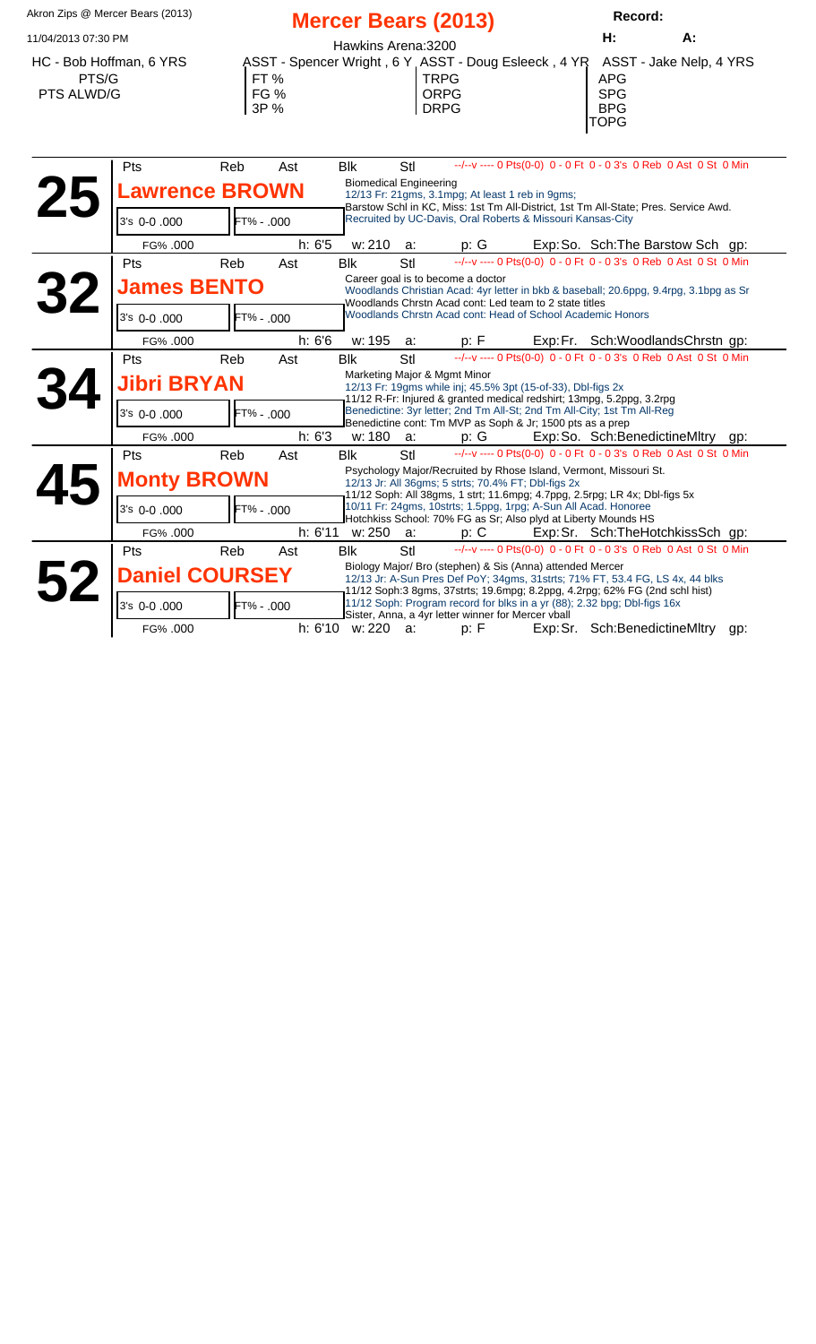Akron Zips @ Mercer Bears (2013)

11/04/2013 07:30 PM

# Mercer Bears (2013)

Hawkins Arena:3200

Record:

H: A:

HC - Bob Hoffman, 6 YRS | ASST - Spencer Wright , 6 Y | ASST - Doug Esleeck , 4 YR | ASST - Jake Nelp, 4 YRS

| | | | |
|---|---|---|---|
| PTS/G | FT % | TRPG | APG |
| PTS ALWD/G | FG % | ORPG | SPG |
| | 3P % | DRPG | BPG |
| | | | TOPG |

## 25 Lawrence BROWN

Pts Reb Ast Blk Stl

--/--v ---- 0 Pts(0-0) 0 - 0 Ft 0 - 0 3's 0 Reb 0 Ast 0 St 0 Min

3's 0-0 .000 FT% - .000 FG% .000

h: 6'5 w: 210 a: p: G Exp: So. Sch: The Barstow Sch gp:

Biomedical Engineering
12/13 Fr: 21gms, 3.1mpg; At least 1 reb in 9gms;
Barstow Schl in KC, Miss: 1st Tm All-District, 1st Tm All-State; Pres. Service Awd.
Recruited by UC-Davis, Oral Roberts & Missouri Kansas-City

## 32 James BENTO

Pts Reb Ast Blk Stl

--/--v ---- 0 Pts(0-0) 0 - 0 Ft 0 - 0 3's 0 Reb 0 Ast 0 St 0 Min

3's 0-0 .000 FT% - .000 FG% .000

h: 6'6 w: 195 a: p: F Exp: Fr. Sch: WoodlandsChrstn gp:

Career goal is to become a doctor
Woodlands Christian Acad: 4yr letter in bkb & baseball; 20.6ppg, 9.4rpg, 3.1bpg as Sr
Woodlands Chrstn Acad cont: Led team to 2 state titles
Woodlands Chrstn Acad cont: Head of School Academic Honors

## 34 Jibri BRYAN

Pts Reb Ast Blk Stl

--/--v ---- 0 Pts(0-0) 0 - 0 Ft 0 - 0 3's 0 Reb 0 Ast 0 St 0 Min

3's 0-0 .000 FT% - .000 FG% .000

h: 6'3 w: 180 a: p: G Exp: So. Sch: BenedictineMltry gp:

Marketing Major & Mgmt Minor
12/13 Fr: 19gms while inj; 45.5% 3pt (15-of-33), Dbl-figs 2x
11/12 R-Fr: Injured & granted medical redshirt; 13mpg, 5.2ppg, 3.2rpg
Benedictine: 3yr letter; 2nd Tm All-St; 2nd Tm All-City; 1st Tm All-Reg
Benedictine cont: Tm MVP as Soph & Jr; 1500 pts as a prep

## 45 Monty BROWN

Pts Reb Ast Blk Stl

--/--v ---- 0 Pts(0-0) 0 - 0 Ft 0 - 0 3's 0 Reb 0 Ast 0 St 0 Min

3's 0-0 .000 FT% - .000 FG% .000

h: 6'11 w: 250 a: p: C Exp: Sr. Sch: TheHotchkissSch gp:

Psychology Major/Recruited by Rhose Island, Vermont, Missouri St.
12/13 Jr: All 36gms; 5 strts; 70.4% FT; Dbl-figs 2x
11/12 Soph: All 38gms, 1 strt; 11.6mpg; 4.7ppg, 2.5rpg; LR 4x; Dbl-figs 5x
10/11 Fr: 24gms, 10strts; 1.5ppg, 1rpg; A-Sun All Acad. Honoree
Hotchkiss School: 70% FG as Sr; Also plyd at Liberty Mounds HS

## 52 Daniel COURSEY

Pts Reb Ast Blk Stl

--/--v ---- 0 Pts(0-0) 0 - 0 Ft 0 - 0 3's 0 Reb 0 Ast 0 St 0 Min

3's 0-0 .000 FT% - .000 FG% .000

h: 6'10 w: 220 a: p: F Exp: Sr. Sch: BenedictineMltry gp:

Biology Major/ Bro (stephen) & Sis (Anna) attended Mercer
12/13 Jr: A-Sun Pres Def PoY; 34gms, 31strts; 71% FT, 53.4 FG, LS 4x, 44 blks
11/12 Soph:3 8gms, 37strts; 19.6mpg; 8.2ppg, 4.2rpg; 62% FG (2nd schl hist)
11/12 Soph: Program record for blks in a yr (88); 2.32 bpg; Dbl-figs 16x
Sister, Anna, a 4yr letter winner for Mercer vball